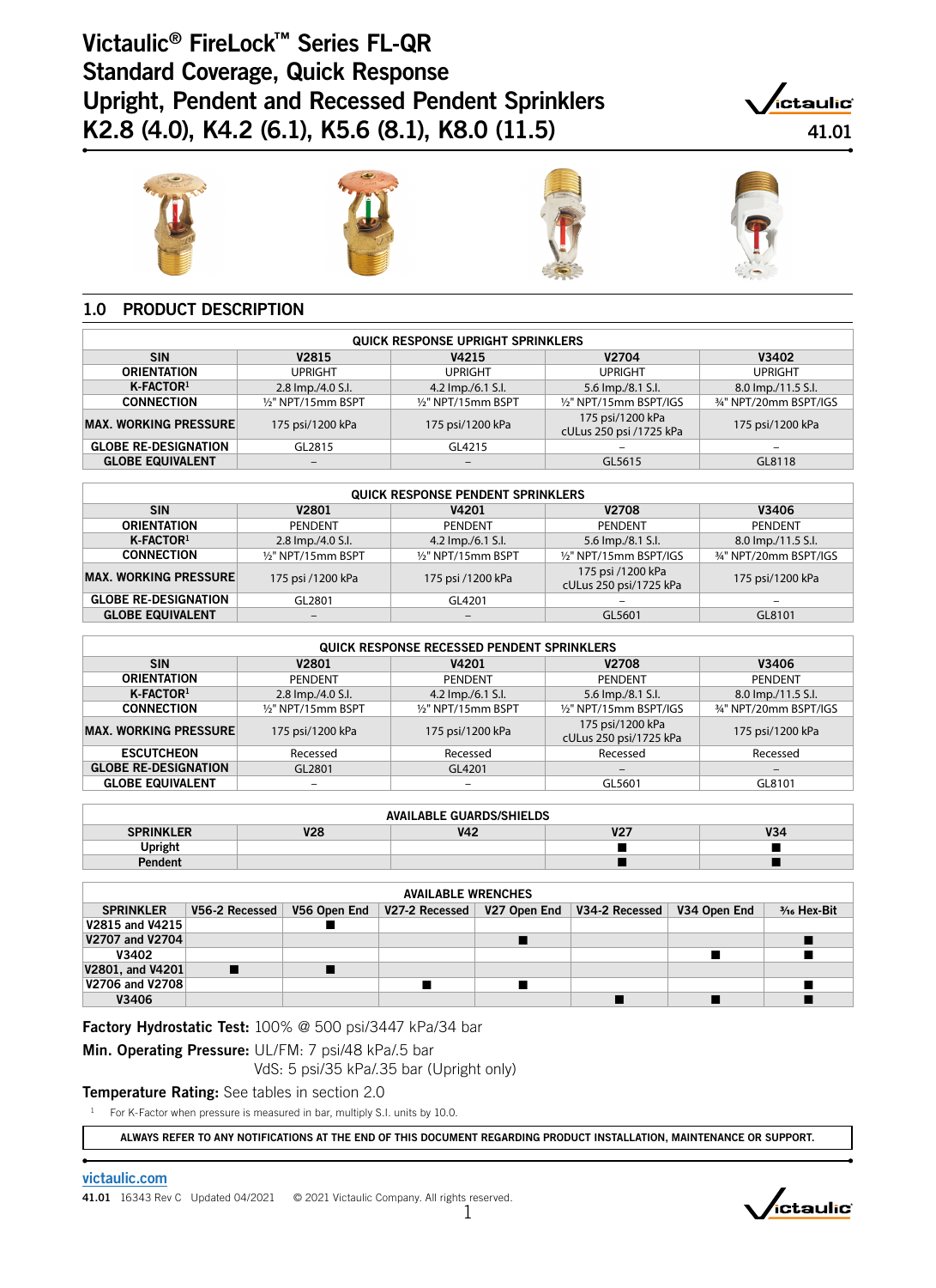# Victaulic® FireLock™ Series FL-QR Standard Coverage, Quick Response Upright, Pendent and Recessed Pendent Sprinklers K2.8 (4.0), K4.2 (6.1), K5.6 (8.1), K8.0 (11.5)

41.01

## 1.0 PRODUCT DESCRIPTION

| QUICK RESPONSE UPRIGHT SPRINKLERS | | | | |
|---|---|---|---|---|
| **SIN** | **V2815** | **V4215** | **V2704** | **V3402** |
| **ORIENTATION** | UPRIGHT | UPRIGHT | UPRIGHT | UPRIGHT |
| **K-FACTOR**[1] | 2.8 Imp./4.0 S.I. | 4.2 Imp./6.1 S.I. | 5.6 Imp./8.1 S.I. | 8.0 Imp./11.5 S.I. |
| **CONNECTION** | ½" NPT/15mm BSPT | ½" NPT/15mm BSPT | ½" NPT/15mm BSPT/IGS | ¾" NPT/20mm BSPT/IGS |
| **MAX. WORKING PRESSURE** | 175 psi/1200 kPa | 175 psi/1200 kPa | 175 psi/1200 kPa cULus 250 psi /1725 kPa | 175 psi/1200 kPa |
| **GLOBE RE-DESIGNATION** | GL2815 | GL4215 | – | – |
| **GLOBE EQUIVALENT** | – | – | GL5615 | GL8118 |

| QUICK RESPONSE PENDENT SPRINKLERS | | | | |
|---|---|---|---|---|
| **SIN** | **V2801** | **V4201** | **V2708** | **V3406** |
| **ORIENTATION** | PENDENT | PENDENT | PENDENT | PENDENT |
| **K-FACTOR**[1] | 2.8 Imp./4.0 S.I. | 4.2 Imp./6.1 S.I. | 5.6 Imp./8.1 S.I. | 8.0 Imp./11.5 S.I. |
| **CONNECTION** | ½" NPT/15mm BSPT | ½" NPT/15mm BSPT | ½" NPT/15mm BSPT/IGS | ¾" NPT/20mm BSPT/IGS |
| **MAX. WORKING PRESSURE** | 175 psi /1200 kPa | 175 psi /1200 kPa | 175 psi /1200 kPa cULus 250 psi/1725 kPa | 175 psi/1200 kPa |
| **GLOBE RE-DESIGNATION** | GL2801 | GL4201 | – | – |
| **GLOBE EQUIVALENT** | – | – | GL5601 | GL8101 |

| QUICK RESPONSE RECESSED PENDENT SPRINKLERS | | | | |
|---|---|---|---|---|
| **SIN** | **V2801** | **V4201** | **V2708** | **V3406** |
| **ORIENTATION** | PENDENT | PENDENT | PENDENT | PENDENT |
| **K-FACTOR**[1] | 2.8 Imp./4.0 S.I. | 4.2 Imp./6.1 S.I. | 5.6 Imp./8.1 S.I. | 8.0 Imp./11.5 S.I. |
| **CONNECTION** | ½" NPT/15mm BSPT | ½" NPT/15mm BSPT | ½" NPT/15mm BSPT/IGS | ¾" NPT/20mm BSPT/IGS |
| **MAX. WORKING PRESSURE** | 175 psi/1200 kPa | 175 psi/1200 kPa | 175 psi/1200 kPa cULus 250 psi/1725 kPa | 175 psi/1200 kPa |
| **ESCUTCHEON** | Recessed | Recessed | Recessed | Recessed |
| **GLOBE RE-DESIGNATION** | GL2801 | GL4201 | – | – |
| **GLOBE EQUIVALENT** | – | – | GL5601 | GL8101 |

| AVAILABLE GUARDS/SHIELDS | | | | |
|---|---|---|---|---|
| **SPRINKLER** | **V28** | **V42** | **V27** | **V34** |
| **Upright** | | | ■ | ■ |
| **Pendent** | | | ■ | ■ |

| AVAILABLE WRENCHES | | | | | | | |
|---|---|---|---|---|---|---|---|
| **SPRINKLER** | **V56-2 Recessed** | **V56 Open End** | **V27-2 Recessed** | **V27 Open End** | **V34-2 Recessed** | **V34 Open End** | **³⁄₁₆ Hex-Bit** |
| **V2815 and V4215** | | ■ | | | | | |
| **V2707 and V2704** | | | | ■ | | | ■ |
| **V3402** | | | | | | ■ | ■ |
| **V2801, and V4201** | ■ | ■ | | | | | |
| **V2706 and V2708** | | | ■ | ■ | | | ■ |
| **V3406** | | | | | ■ | ■ | ■ |

**Factory Hydrostatic Test:** 100% @ 500 psi/3447 kPa/34 bar

**Min. Operating Pressure:** UL/FM: 7 psi/48 kPa/.5 bar
VdS: 5 psi/35 kPa/.35 bar (Upright only)

**Temperature Rating:** See tables in section 2.0

[1] For K-Factor when pressure is measured in bar, multiply S.I. units by 10.0.

**ALWAYS REFER TO ANY NOTIFICATIONS AT THE END OF THIS DOCUMENT REGARDING PRODUCT INSTALLATION, MAINTENANCE OR SUPPORT.**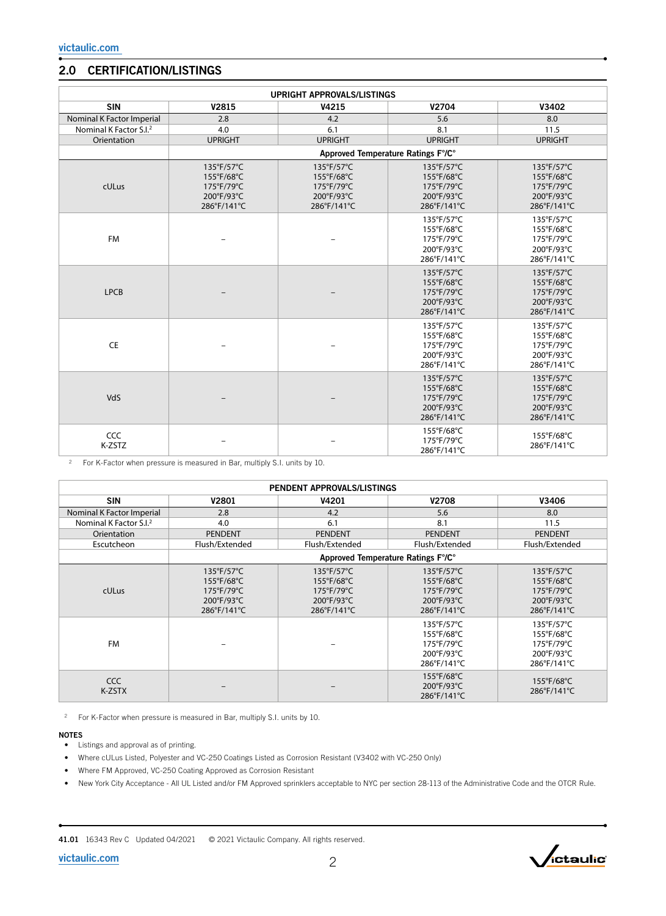## 2.0 CERTIFICATION/LISTINGS

| UPRIGHT APPROVALS/LISTINGS | | | | |
|---|---|---|---|---|
| SIN | V2815 | V4215 | V2704 | V3402 |
| Nominal K Factor Imperial | 2.8 | 4.2 | 5.6 | 8.0 |
| Nominal K Factor S.I.[2] | 4.0 | 6.1 | 8.1 | 11.5 |
| Orientation | UPRIGHT | UPRIGHT | UPRIGHT | UPRIGHT |
| | Approved Temperature Ratings F°/C° | | | |
| cULus | 135°F/57°C<br>155°F/68°C<br>175°F/79°C<br>200°F/93°C<br>286°F/141°C | 135°F/57°C<br>155°F/68°C<br>175°F/79°C<br>200°F/93°C<br>286°F/141°C | 135°F/57°C<br>155°F/68°C<br>175°F/79°C<br>200°F/93°C<br>286°F/141°C | 135°F/57°C<br>155°F/68°C<br>175°F/79°C<br>200°F/93°C<br>286°F/141°C |
| FM | – | – | 135°F/57°C<br>155°F/68°C<br>175°F/79°C<br>200°F/93°C<br>286°F/141°C | 135°F/57°C<br>155°F/68°C<br>175°F/79°C<br>200°F/93°C<br>286°F/141°C |
| LPCB | – | – | 135°F/57°C<br>155°F/68°C<br>175°F/79°C<br>200°F/93°C<br>286°F/141°C | 135°F/57°C<br>155°F/68°C<br>175°F/79°C<br>200°F/93°C<br>286°F/141°C |
| CE | – | – | 135°F/57°C<br>155°F/68°C<br>175°F/79°C<br>200°F/93°C<br>286°F/141°C | 135°F/57°C<br>155°F/68°C<br>175°F/79°C<br>200°F/93°C<br>286°F/141°C |
| VdS | – | – | 135°F/57°C<br>155°F/68°C<br>175°F/79°C<br>200°F/93°C<br>286°F/141°C | 135°F/57°C<br>155°F/68°C<br>175°F/79°C<br>200°F/93°C<br>286°F/141°C |
| CCC<br>K-ZSTZ | – | – | 155°F/68°C<br>175°F/79°C<br>286°F/141°C | 155°F/68°C<br>286°F/141°C |

[2] For K-Factor when pressure is measured in Bar, multiply S.I. units by 10.

| PENDENT APPROVALS/LISTINGS | | | | |
|---|---|---|---|---|
| SIN | V2801 | V4201 | V2708 | V3406 |
| Nominal K Factor Imperial | 2.8 | 4.2 | 5.6 | 8.0 |
| Nominal K Factor S.I.[2] | 4.0 | 6.1 | 8.1 | 11.5 |
| Orientation | PENDENT | PENDENT | PENDENT | PENDENT |
| Escutcheon | Flush/Extended | Flush/Extended | Flush/Extended | Flush/Extended |
| | Approved Temperature Ratings F°/C° | | | |
| cULus | 135°F/57°C<br>155°F/68°C<br>175°F/79°C<br>200°F/93°C<br>286°F/141°C | 135°F/57°C<br>155°F/68°C<br>175°F/79°C<br>200°F/93°C<br>286°F/141°C | 135°F/57°C<br>155°F/68°C<br>175°F/79°C<br>200°F/93°C<br>286°F/141°C | 135°F/57°C<br>155°F/68°C<br>175°F/79°C<br>200°F/93°C<br>286°F/141°C |
| FM | – | – | 135°F/57°C<br>155°F/68°C<br>175°F/79°C<br>200°F/93°C<br>286°F/141°C | 135°F/57°C<br>155°F/68°C<br>175°F/79°C<br>200°F/93°C<br>286°F/141°C |
| CCC<br>K-ZSTX | – | – | 155°F/68°C<br>200°F/93°C<br>286°F/141°C | 155°F/68°C<br>286°F/141°C |

[2] For K-Factor when pressure is measured in Bar, multiply S.I. units by 10.

**NOTES**

- Listings and approval as of printing.
- Where cULus Listed, Polyester and VC-250 Coatings Listed as Corrosion Resistant (V3402 with VC-250 Only)
- Where FM Approved, VC-250 Coating Approved as Corrosion Resistant
- New York City Acceptance - All UL Listed and/or FM Approved sprinklers acceptable to NYC per section 28-113 of the Administrative Code and the OTCR Rule.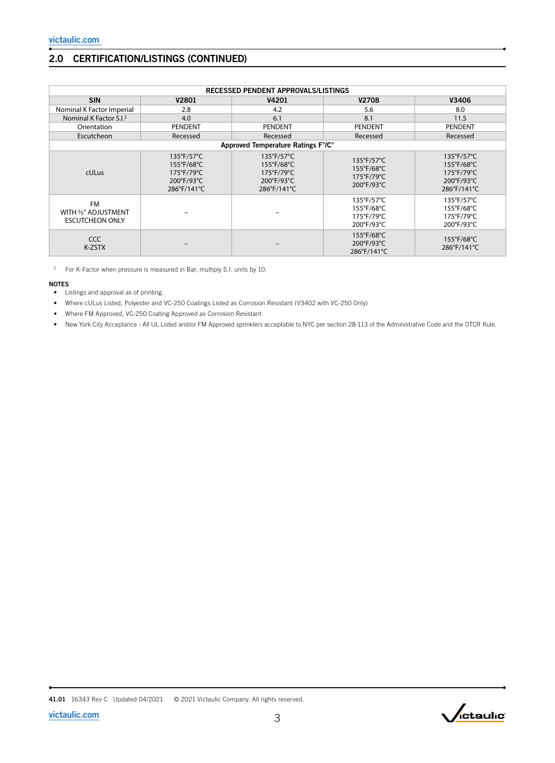## 2.0 CERTIFICATION/LISTINGS (CONTINUED)

| RECESSED PENDENT APPROVALS/LISTINGS | | | | |
|---|---|---|---|---|
| **SIN** | **V2801** | **V4201** | **V2708** | **V3406** |
| Nominal K Factor Imperial | 2.8 | 4.2 | 5.6 | 8.0 |
| Nominal K Factor S.I.[2] | 4.0 | 6.1 | 8.1 | 11.5 |
| Orientation | PENDENT | PENDENT | PENDENT | PENDENT |
| Escutcheon | Recessed | Recessed | Recessed | Recessed |
| **Approved Temperature Ratings F°/C°** | | | | |
| cULus | 135°F/57°C<br>155°F/68°C<br>175°F/79°C<br>200°F/93°C<br>286°F/141°C | 135°F/57°C<br>155°F/68°C<br>175°F/79°C<br>200°F/93°C<br>286°F/141°C | 135°F/57°C<br>155°F/68°C<br>175°F/79°C<br>200°F/93°C | 135°F/57°C<br>155°F/68°C<br>175°F/79°C<br>200°F/93°C<br>286°F/141°C |
| FM<br>WITH ½" ADJUSTMENT ESCUTCHEON ONLY | – | – | 135°F/57°C<br>155°F/68°C<br>175°F/79°C<br>200°F/93°C | 135°F/57°C<br>155°F/68°C<br>175°F/79°C<br>200°F/93°C |
| CCC<br>K-ZSTX | – | – | 155°F/68°C<br>200°F/93°C<br>286°F/141°C | 155°F/68°C<br>286°F/141°C |

[2] For K-Factor when pressure is measured in Bar, multiply S.I. units by 10.

**NOTES**

- Listings and approval as of printing.
- Where cULus Listed, Polyester and VC-250 Coatings Listed as Corrosion Resistant (V3402 with VC-250 Only)
- Where FM Approved, VC-250 Coating Approved as Corrosion Resistant
- New York City Acceptance - All UL Listed and/or FM Approved sprinklers acceptable to NYC per section 28-113 of the Administrative Code and the OTCR Rule.

41.01 16343 Rev C Updated 04/2021 © 2021 Victaulic Company. All rights reserved.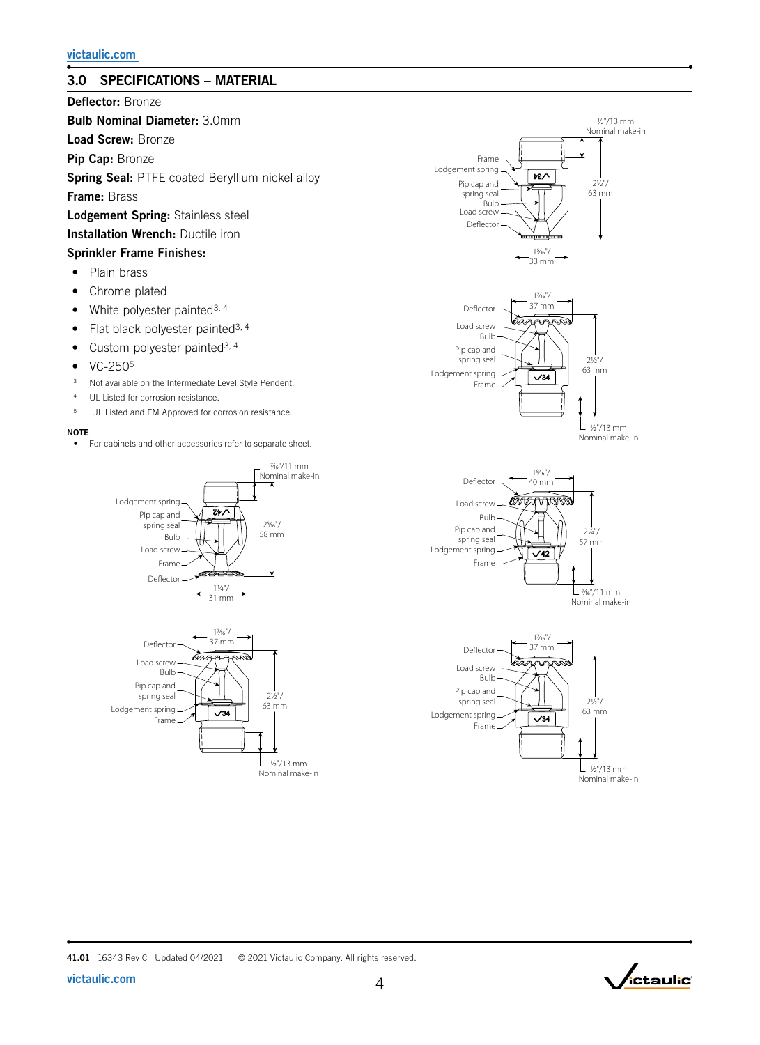## 3.0 SPECIFICATIONS – MATERIAL

**Deflector:** Bronze

**Bulb Nominal Diameter:** 3.0mm

**Load Screw:** Bronze

**Pip Cap:** Bronze

**Spring Seal:** PTFE coated Beryllium nickel alloy

**Frame:** Brass

**Lodgement Spring:** Stainless steel

**Installation Wrench:** Ductile iron

**Sprinkler Frame Finishes:**

- Plain brass
- Chrome plated
- White polyester painted[3, 4]
- Flat black polyester painted[3, 4]
- Custom polyester painted[3, 4]
- VC-250[5]

[3] Not available on the Intermediate Level Style Pendent.

[4] UL Listed for corrosion resistance.

[5] UL Listed and FM Approved for corrosion resistance.

**NOTE**

- For cabinets and other accessories refer to separate sheet.

Frame, Lodgement spring, Pip cap and spring seal, Bulb, Load screw, Deflector — ½"/13 mm Nominal make-in; 2½"/63 mm; 1⁵⁄₁₆"/33 mm

Deflector, Load screw, Bulb, Pip cap and spring seal, Lodgement spring, Frame — 1⁷⁄₁₆"/37 mm; 2½"/63 mm; ½"/13 mm Nominal make-in

Lodgement spring, Pip cap and spring seal, Bulb, Load screw, Frame, Deflector — ⁷⁄₁₆"/11 mm Nominal make-in; 2⁵⁄₁₆"/58 mm; 1¼"/31 mm

Deflector, Load screw, Bulb, Pip cap and spring seal, Lodgement spring, Frame — 1⁹⁄₁₆"/40 mm; 2¼"/57 mm; ⁷⁄₁₆"/11 mm Nominal make-in

Deflector, Load screw, Bulb, Pip cap and spring seal, Lodgement spring, Frame — 1⁷⁄₁₆"/37 mm; 2½"/63 mm; ½"/13 mm Nominal make-in

Deflector, Load screw, Bulb, Pip cap and spring seal, Lodgement spring, Frame — 1⁷⁄₁₆"/37 mm; 2½"/63 mm; ½"/13 mm Nominal make-in

41.01 16343 Rev C Updated 04/2021 © 2021 Victaulic Company. All rights reserved.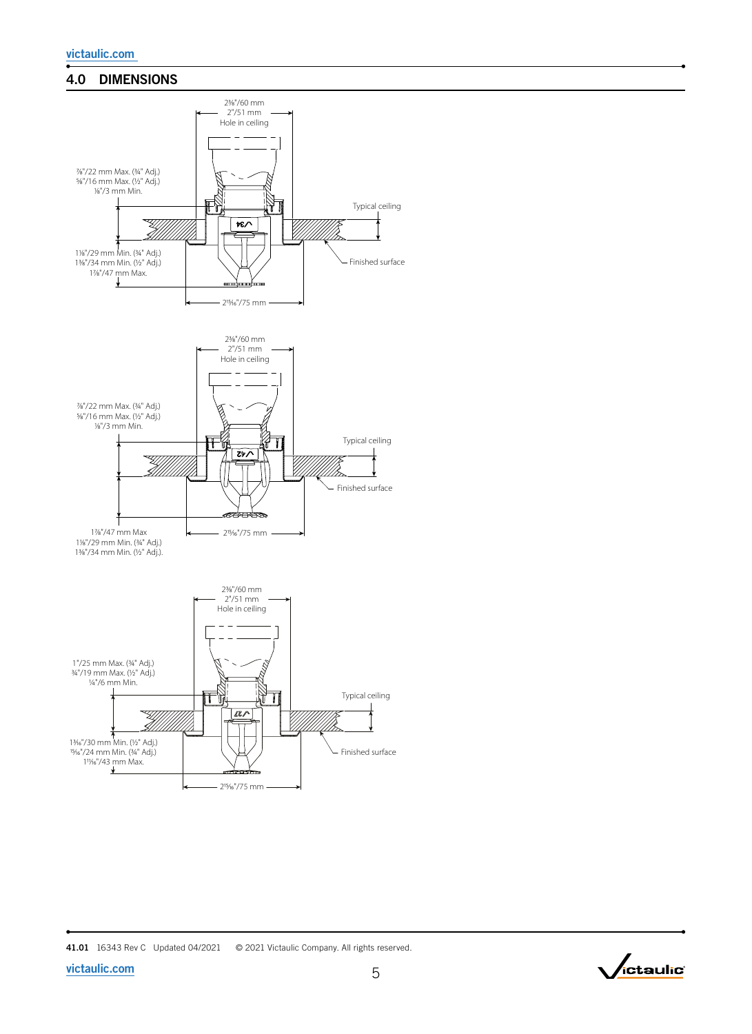## 4.0 DIMENSIONS

2⅜"/60 mm
2"/51 mm
Hole in ceiling

⅞"/22 mm Max. (¾" Adj.)
⅝"/16 mm Max. (½" Adj.)
⅛"/3 mm Min.

Typical ceiling

1⅛"/29 mm Min. (¾" Adj.)
1⅜"/34 mm Min. (½" Adj.)
1⅞"/47 mm Max.

Finished surface

2¹⁵⁄₁₆"/75 mm

2⅜"/60 mm
2"/51 mm
Hole in ceiling

⅞"/22 mm Max. (¾" Adj.)
⅝"/16 mm Max. (½" Adj.)
⅛"/3 mm Min.

Typical ceiling

Finished surface

1⅞"/47 mm Max
1⅛"/29 mm Min. (¾" Adj.)
1⅜"/34 mm Min. (½" Adj.).

2¹⁵⁄₁₆"/75 mm

2⅜"/60 mm
2"/51 mm
Hole in ceiling

1"/25 mm Max. (¾" Adj.)
¾"/19 mm Max. (½" Adj.)
¼"/6 mm Min.

Typical ceiling

1³⁄₁₆"/30 mm Min. (½" Adj.)
¹⁵⁄₁₆"/24 mm Min. (¾" Adj.)
1¹¹⁄₁₆"/43 mm Max.

Finished surface

2¹⁵⁄₁₆"/75 mm

41.01 16343 Rev C Updated 04/2021 © 2021 Victaulic Company. All rights reserved.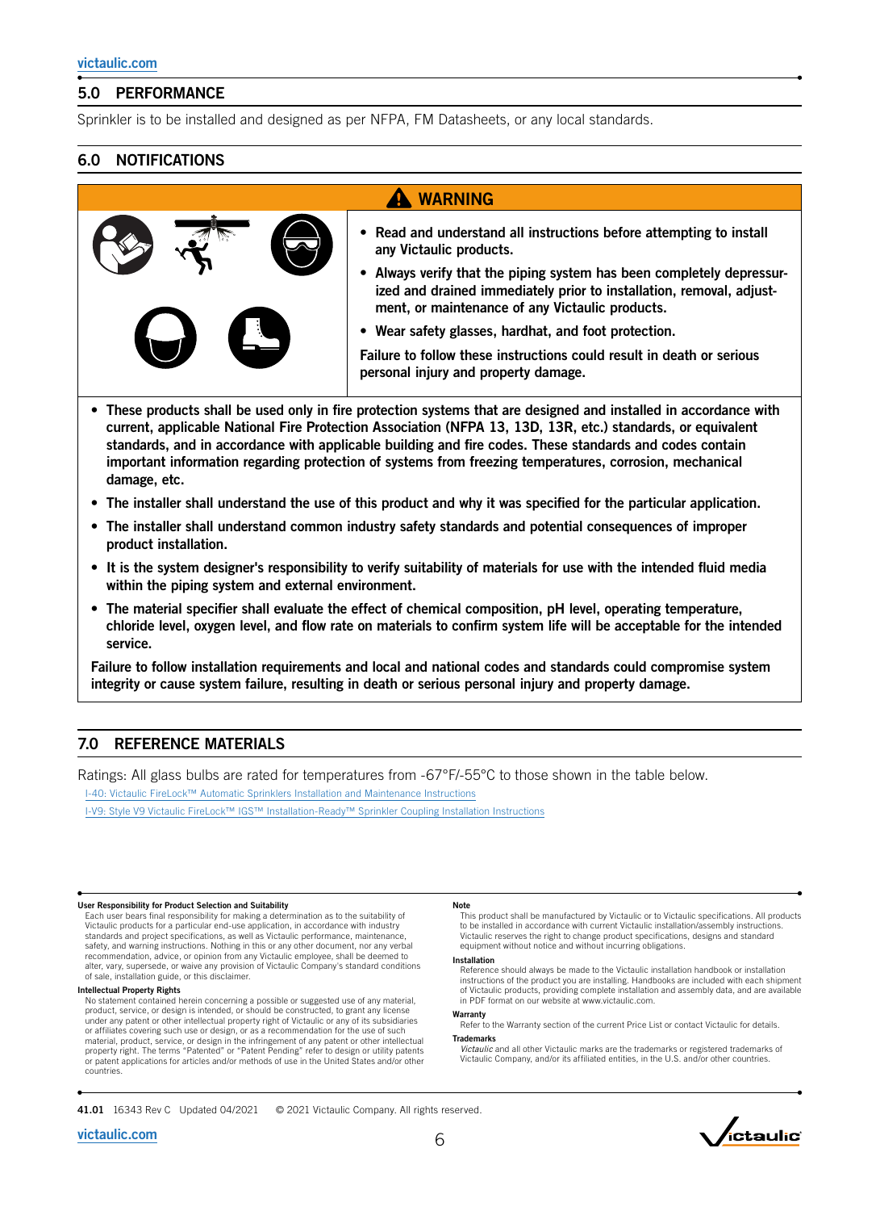## 5.0 PERFORMANCE

Sprinkler is to be installed and designed as per NFPA, FM Datasheets, or any local standards.

## 6.0 NOTIFICATIONS

**WARNING**

- **Read and understand all instructions before attempting to install any Victaulic products.**
- **Always verify that the piping system has been completely depressurized and drained immediately prior to installation, removal, adjustment, or maintenance of any Victaulic products.**
- **Wear safety glasses, hardhat, and foot protection.**

**Failure to follow these instructions could result in death or serious personal injury and property damage.**

- **These products shall be used only in fire protection systems that are designed and installed in accordance with current, applicable National Fire Protection Association (NFPA 13, 13D, 13R, etc.) standards, or equivalent standards, and in accordance with applicable building and fire codes. These standards and codes contain important information regarding protection of systems from freezing temperatures, corrosion, mechanical damage, etc.**
- **The installer shall understand the use of this product and why it was specified for the particular application.**
- **The installer shall understand common industry safety standards and potential consequences of improper product installation.**
- **It is the system designer's responsibility to verify suitability of materials for use with the intended fluid media within the piping system and external environment.**
- **The material specifier shall evaluate the effect of chemical composition, pH level, operating temperature, chloride level, oxygen level, and flow rate on materials to confirm system life will be acceptable for the intended service.**

**Failure to follow installation requirements and local and national codes and standards could compromise system integrity or cause system failure, resulting in death or serious personal injury and property damage.**

## 7.0 REFERENCE MATERIALS

Ratings: All glass bulbs are rated for temperatures from -67°F/-55°C to those shown in the table below.

I-40: Victaulic FireLock™ Automatic Sprinklers Installation and Maintenance Instructions

I-V9: Style V9 Victaulic FireLock™ IGS™ Installation-Ready™ Sprinkler Coupling Installation Instructions

**User Responsibility for Product Selection and Suitability**

Each user bears final responsibility for making a determination as to the suitability of Victaulic products for a particular end-use application, in accordance with industry standards and project specifications, as well as Victaulic performance, maintenance, safety, and warning instructions. Nothing in this or any other document, nor any verbal recommendation, advice, or opinion from any Victaulic employee, shall be deemed to alter, vary, supersede, or waive any provision of Victaulic Company's standard conditions of sale, installation guide, or this disclaimer.

**Intellectual Property Rights**

No statement contained herein concerning a possible or suggested use of any material, product, service, or design is intended, or should be constructed, to grant any license under any patent or other intellectual property right of Victaulic or any of its subsidiaries or affiliates covering such use or design, or as a recommendation for the use of such material, product, service, or design in the infringement of any patent or other intellectual property right. The terms "Patented" or "Patent Pending" refer to design or utility patents or patent applications for articles and/or methods of use in the United States and/or other countries.

**Note**

This product shall be manufactured by Victaulic or to Victaulic specifications. All products to be installed in accordance with current Victaulic installation/assembly instructions. Victaulic reserves the right to change product specifications, designs and standard equipment without notice and without incurring obligations.

**Installation**

Reference should always be made to the Victaulic installation handbook or installation instructions of the product you are installing. Handbooks are included with each shipment of Victaulic products, providing complete installation and assembly data, and are available in PDF format on our website at www.victaulic.com.

**Warranty**

Refer to the Warranty section of the current Price List or contact Victaulic for details.

**Trademarks**

*Victaulic* and all other Victaulic marks are the trademarks or registered trademarks of Victaulic Company, and/or its affiliated entities, in the U.S. and/or other countries.

**41.01** 16343 Rev C Updated 04/2021 © 2021 Victaulic Company. All rights reserved.